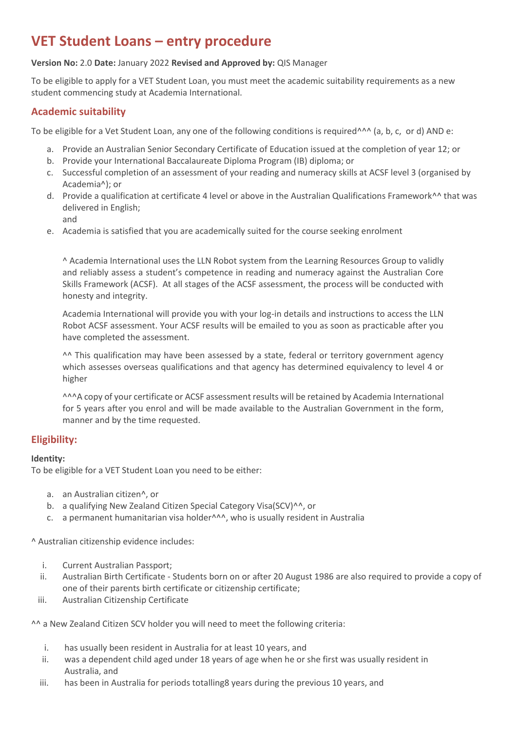# VET Student Loans – entry procedure

**Version No:** 2.0 **Date:** January 2022 **Revised and Approved by:** QIS Manager

To be eligible to apply for a VET Student Loan, you must meet the academic suitability requirements as a new student commencing study at Academia International.

## Academic suitability

To be eligible for a Vet Student Loan, any one of the following conditions is required^^^ (a, b, c, or d) AND e:

a. Provide an Australian Senior Secondary Certificate of Education issued at the completion of year 12; or
b. Provide your International Baccalaureate Diploma Program (IB) diploma; or
c. Successful completion of an assessment of your reading and numeracy skills at ACSF level 3 (organised by Academia^); or
d. Provide a qualification at certificate 4 level or above in the Australian Qualifications Framework^^ that was delivered in English;
   and
e. Academia is satisfied that you are academically suited for the course seeking enrolment

^ Academia International uses the LLN Robot system from the Learning Resources Group to validly and reliably assess a student's competence in reading and numeracy against the Australian Core Skills Framework (ACSF). At all stages of the ACSF assessment, the process will be conducted with honesty and integrity.

Academia International will provide you with your log-in details and instructions to access the LLN Robot ACSF assessment. Your ACSF results will be emailed to you as soon as practicable after you have completed the assessment.

^^ This qualification may have been assessed by a state, federal or territory government agency which assesses overseas qualifications and that agency has determined equivalency to level 4 or higher

^^^A copy of your certificate or ACSF assessment results will be retained by Academia International for 5 years after you enrol and will be made available to the Australian Government in the form, manner and by the time requested.

## Eligibility:

**Identity:**
To be eligible for a VET Student Loan you need to be either:

a. an Australian citizen^, or
b. a qualifying New Zealand Citizen Special Category Visa(SCV)^^, or
c. a permanent humanitarian visa holder^^^, who is usually resident in Australia

^ Australian citizenship evidence includes:

i. Current Australian Passport;
ii. Australian Birth Certificate - Students born on or after 20 August 1986 are also required to provide a copy of one of their parents birth certificate or citizenship certificate;
iii. Australian Citizenship Certificate

^^ a New Zealand Citizen SCV holder you will need to meet the following criteria:

i. has usually been resident in Australia for at least 10 years, and
ii. was a dependent child aged under 18 years of age when he or she first was usually resident in Australia, and
iii. has been in Australia for periods totalling8 years during the previous 10 years, and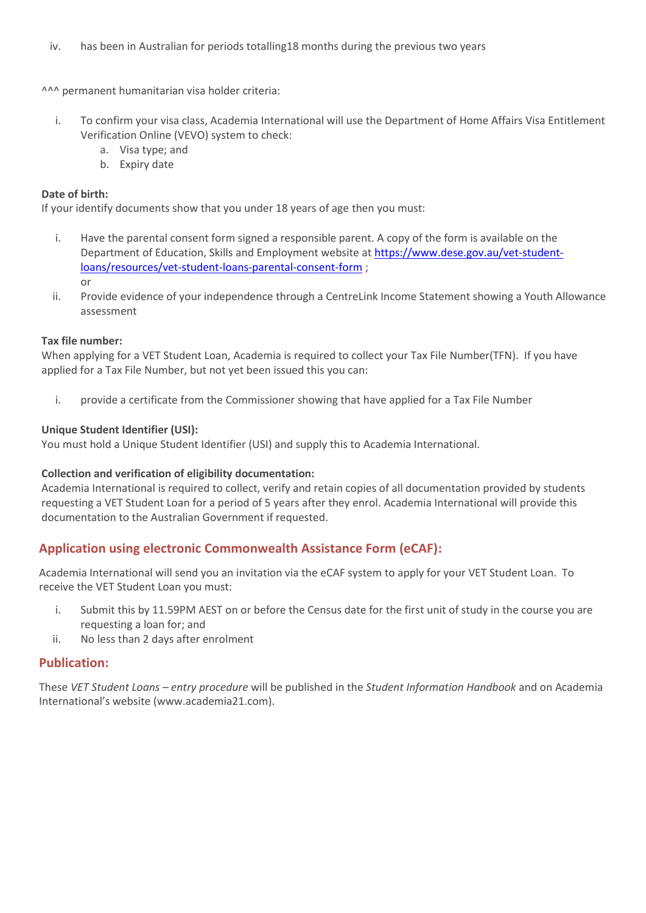iv. has been in Australian for periods totalling18 months during the previous two years

^^^ permanent humanitarian visa holder criteria:

i. To confirm your visa class, Academia International will use the Department of Home Affairs Visa Entitlement Verification Online (VEVO) system to check:
   a. Visa type; and
   b. Expiry date

**Date of birth:**
If your identify documents show that you under 18 years of age then you must:

i. Have the parental consent form signed a responsible parent. A copy of the form is available on the Department of Education, Skills and Employment website at [https://www.dese.gov.au/vet-student-loans/resources/vet-student-loans-parental-consent-form](https://www.dese.gov.au/vet-student-loans/resources/vet-student-loans-parental-consent-form) ;
   or
ii. Provide evidence of your independence through a CentreLink Income Statement showing a Youth Allowance assessment

**Tax file number:**
When applying for a VET Student Loan, Academia is required to collect your Tax File Number(TFN). If you have applied for a Tax File Number, but not yet been issued this you can:

i. provide a certificate from the Commissioner showing that have applied for a Tax File Number

**Unique Student Identifier (USI):**
You must hold a Unique Student Identifier (USI) and supply this to Academia International.

**Collection and verification of eligibility documentation:**
Academia International is required to collect, verify and retain copies of all documentation provided by students requesting a VET Student Loan for a period of 5 years after they enrol. Academia International will provide this documentation to the Australian Government if requested.

## Application using electronic Commonwealth Assistance Form (eCAF):

Academia International will send you an invitation via the eCAF system to apply for your VET Student Loan. To receive the VET Student Loan you must:

i. Submit this by 11.59PM AEST on or before the Census date for the first unit of study in the course you are requesting a loan for; and
ii. No less than 2 days after enrolment

## Publication:

These *VET Student Loans – entry procedure* will be published in the *Student Information Handbook* and on Academia International's website (www.academia21.com).